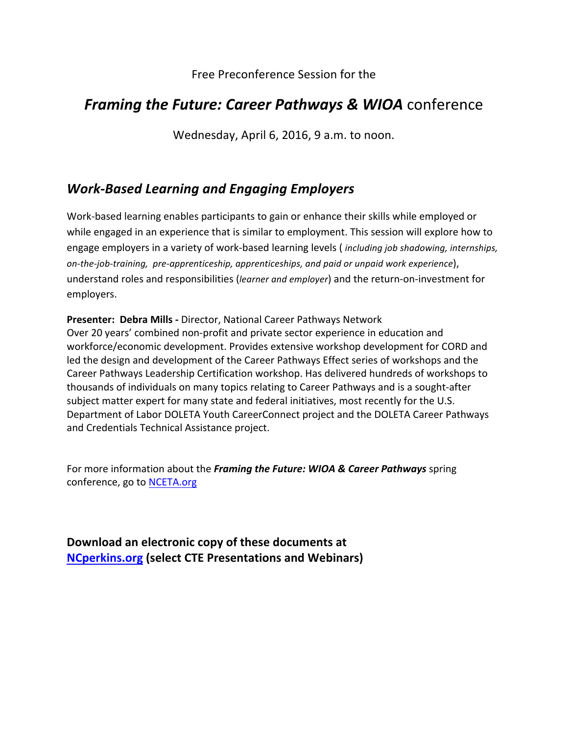Free Preconference Session for the

# *Framing the Future: Career Pathways & WIOA* conference

Wednesday, April 6, 2016, 9 a.m. to noon.

## *Work-Based Learning and Engaging Employers*

Work-based learning enables participants to gain or enhance their skills while employed or while engaged in an experience that is similar to employment. This session will explore how to engage employers in a variety of work-based learning levels ( *including job shadowing, internships, on-the-job-training, pre-apprenticeship, apprenticeships, and paid or unpaid work experience*), understand roles and responsibilities (*learner and employer*) and the return-on-investment for employers.

**Presenter: Debra Mills -** Director, National Career Pathways Network
Over 20 years' combined non-profit and private sector experience in education and workforce/economic development. Provides extensive workshop development for CORD and led the design and development of the Career Pathways Effect series of workshops and the Career Pathways Leadership Certification workshop. Has delivered hundreds of workshops to thousands of individuals on many topics relating to Career Pathways and is a sought-after subject matter expert for many state and federal initiatives, most recently for the U.S. Department of Labor DOLETA Youth CareerConnect project and the DOLETA Career Pathways and Credentials Technical Assistance project.

For more information about the ***Framing the Future: WIOA & Career Pathways*** spring conference, go to [NCETA.org](NCETA.org)

**Download an electronic copy of these documents at [NCperkins.org](NCperkins.org) (select CTE Presentations and Webinars)**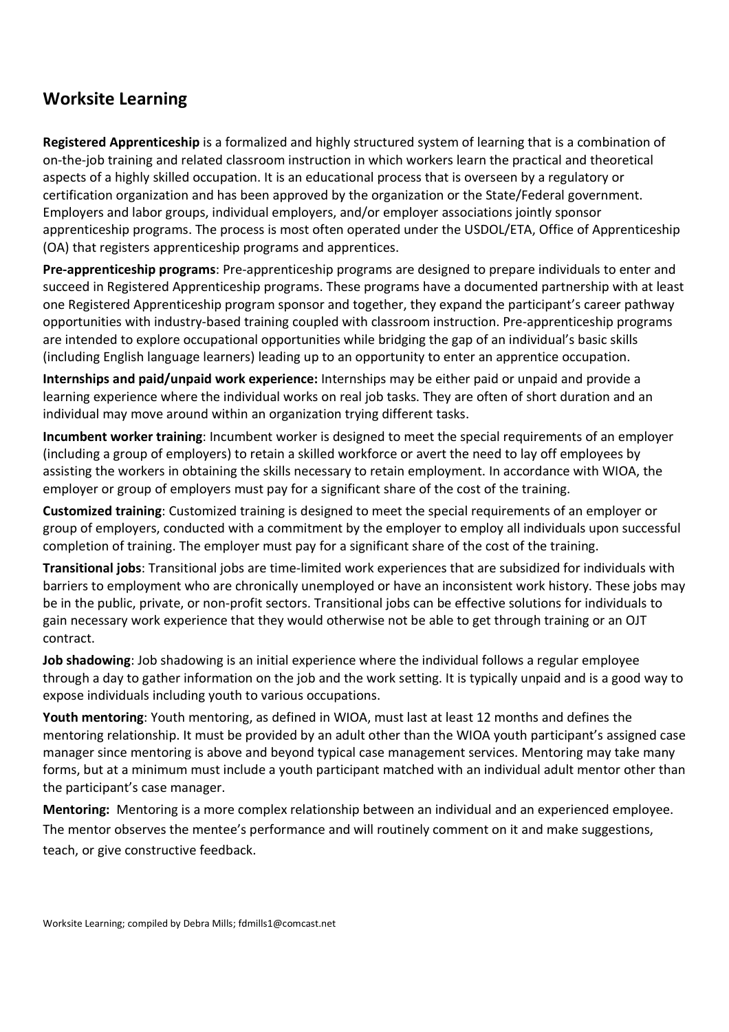## Worksite Learning

**Registered Apprenticeship** is a formalized and highly structured system of learning that is a combination of on-the-job training and related classroom instruction in which workers learn the practical and theoretical aspects of a highly skilled occupation. It is an educational process that is overseen by a regulatory or certification organization and has been approved by the organization or the State/Federal government. Employers and labor groups, individual employers, and/or employer associations jointly sponsor apprenticeship programs. The process is most often operated under the USDOL/ETA, Office of Apprenticeship (OA) that registers apprenticeship programs and apprentices.

**Pre-apprenticeship programs**: Pre-apprenticeship programs are designed to prepare individuals to enter and succeed in Registered Apprenticeship programs. These programs have a documented partnership with at least one Registered Apprenticeship program sponsor and together, they expand the participant's career pathway opportunities with industry-based training coupled with classroom instruction. Pre-apprenticeship programs are intended to explore occupational opportunities while bridging the gap of an individual's basic skills (including English language learners) leading up to an opportunity to enter an apprentice occupation.

**Internships and paid/unpaid work experience:** Internships may be either paid or unpaid and provide a learning experience where the individual works on real job tasks. They are often of short duration and an individual may move around within an organization trying different tasks.

**Incumbent worker training**: Incumbent worker is designed to meet the special requirements of an employer (including a group of employers) to retain a skilled workforce or avert the need to lay off employees by assisting the workers in obtaining the skills necessary to retain employment. In accordance with WIOA, the employer or group of employers must pay for a significant share of the cost of the training.

**Customized training**: Customized training is designed to meet the special requirements of an employer or group of employers, conducted with a commitment by the employer to employ all individuals upon successful completion of training. The employer must pay for a significant share of the cost of the training.

**Transitional jobs**: Transitional jobs are time-limited work experiences that are subsidized for individuals with barriers to employment who are chronically unemployed or have an inconsistent work history. These jobs may be in the public, private, or non-profit sectors. Transitional jobs can be effective solutions for individuals to gain necessary work experience that they would otherwise not be able to get through training or an OJT contract.

**Job shadowing**: Job shadowing is an initial experience where the individual follows a regular employee through a day to gather information on the job and the work setting. It is typically unpaid and is a good way to expose individuals including youth to various occupations.

**Youth mentoring**: Youth mentoring, as defined in WIOA, must last at least 12 months and defines the mentoring relationship. It must be provided by an adult other than the WIOA youth participant's assigned case manager since mentoring is above and beyond typical case management services. Mentoring may take many forms, but at a minimum must include a youth participant matched with an individual adult mentor other than the participant's case manager.

**Mentoring:** Mentoring is a more complex relationship between an individual and an experienced employee. The mentor observes the mentee's performance and will routinely comment on it and make suggestions, teach, or give constructive feedback.

Worksite Learning; compiled by Debra Mills; fdmills1@comcast.net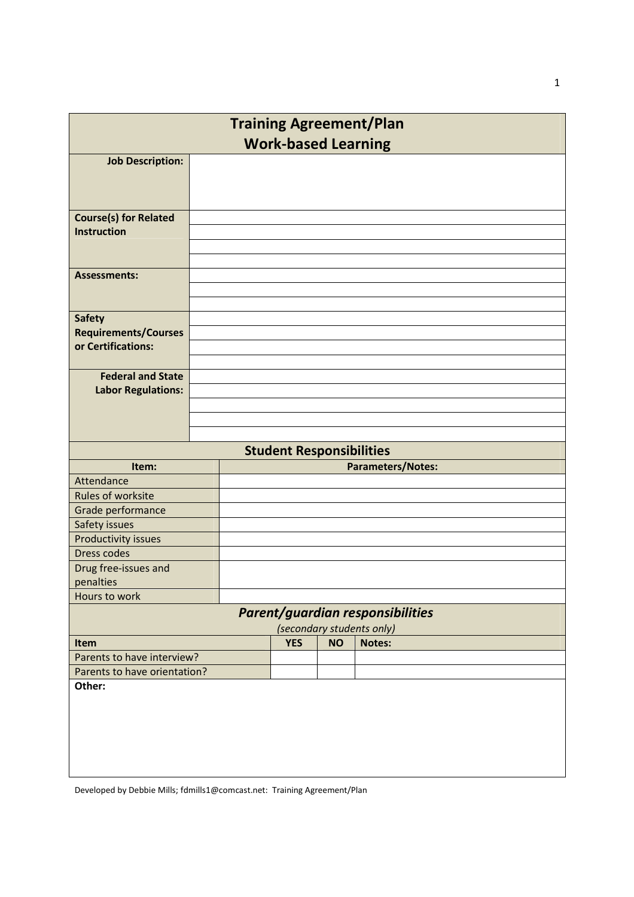# Training Agreement/Plan
## Work-based Learning

| | |
|---|---|
| **Job Description:** | |
| **Course(s) for Related Instruction** | |
| | |
| | |
| | |
| **Assessments:** | |
| | |
| | |
| **Safety Requirements/Courses or Certifications:** | |
| | |
| | |
| | |
| **Federal and State Labor Regulations:** | |
| | |
| | |
| | |
| | |

## Student Responsibilities

| Item: | Parameters/Notes: |
|---|---|
| Attendance | |
| Rules of worksite | |
| Grade performance | |
| Safety issues | |
| Productivity issues | |
| Dress codes | |
| Drug free-issues and penalties | |
| Hours to work | |

## *Parent/guardian responsibilities*

*(secondary students only)*

| Item | YES | NO | Notes: |
|---|---|---|---|
| Parents to have interview? | | | |
| Parents to have orientation? | | | |

**Other:**

Developed by Debbie Mills; fdmills1@comcast.net: Training Agreement/Plan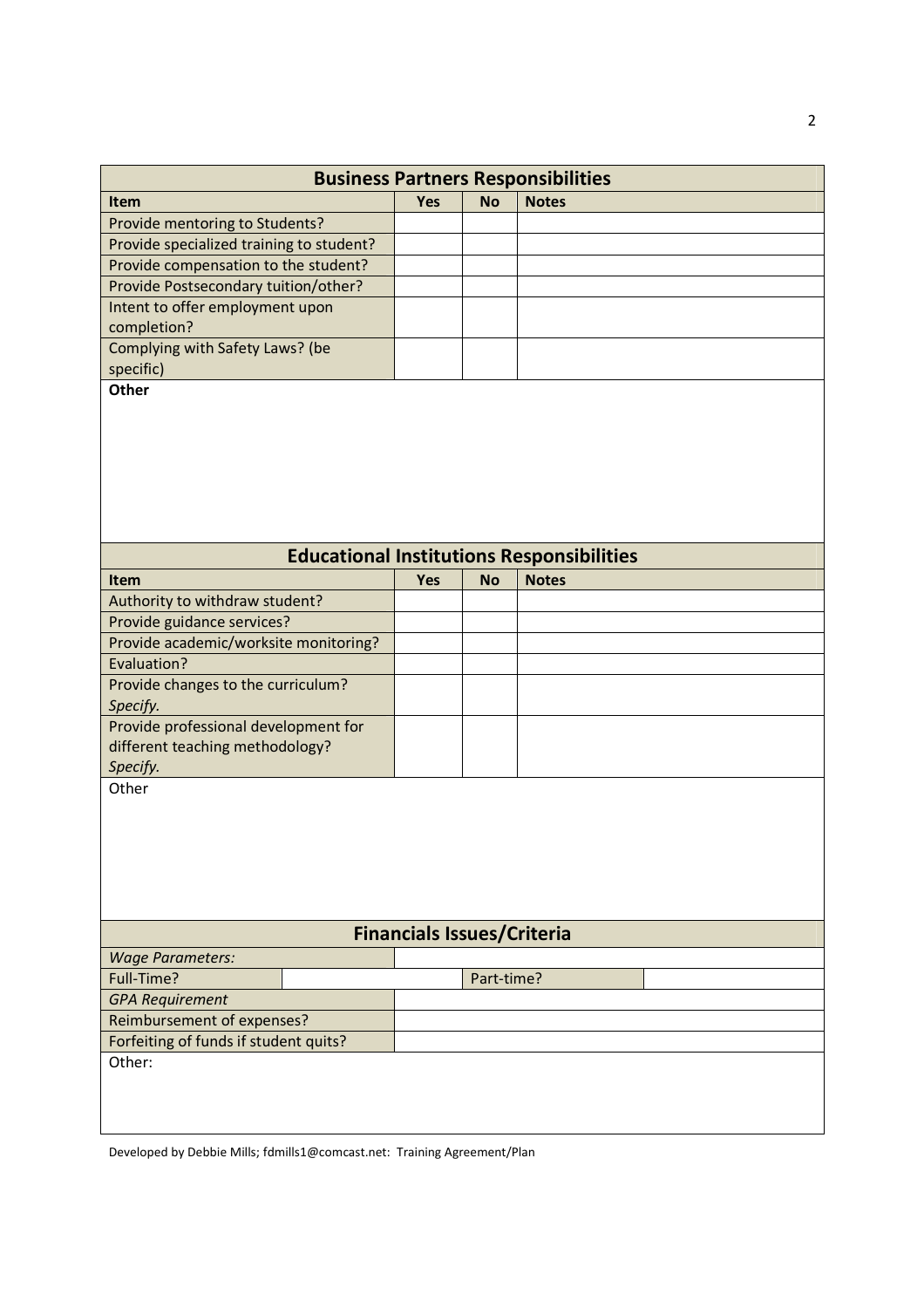## Business Partners Responsibilities

| Item | Yes | No | Notes |
|---|---|---|---|
| Provide mentoring to Students? | | | |
| Provide specialized training to student? | | | |
| Provide compensation to the student? | | | |
| Provide Postsecondary tuition/other? | | | |
| Intent to offer employment upon completion? | | | |
| Complying with Safety Laws? (be specific) | | | |

**Other**

## Educational Institutions Responsibilities

| Item | Yes | No | Notes |
|---|---|---|---|
| Authority to withdraw student? | | | |
| Provide guidance services? | | | |
| Provide academic/worksite monitoring? | | | |
| Evaluation? | | | |
| Provide changes to the curriculum? *Specify.* | | | |
| Provide professional development for different teaching methodology? *Specify.* | | | |

Other

## Financials Issues/Criteria

| *Wage Parameters:* | | | |
|---|---|---|---|
| Full-Time? | | Part-time? | |
| *GPA Requirement* | | | |
| Reimbursement of expenses? | | | |
| Forfeiting of funds if student quits? | | | |

Other:

Developed by Debbie Mills; fdmills1@comcast.net: Training Agreement/Plan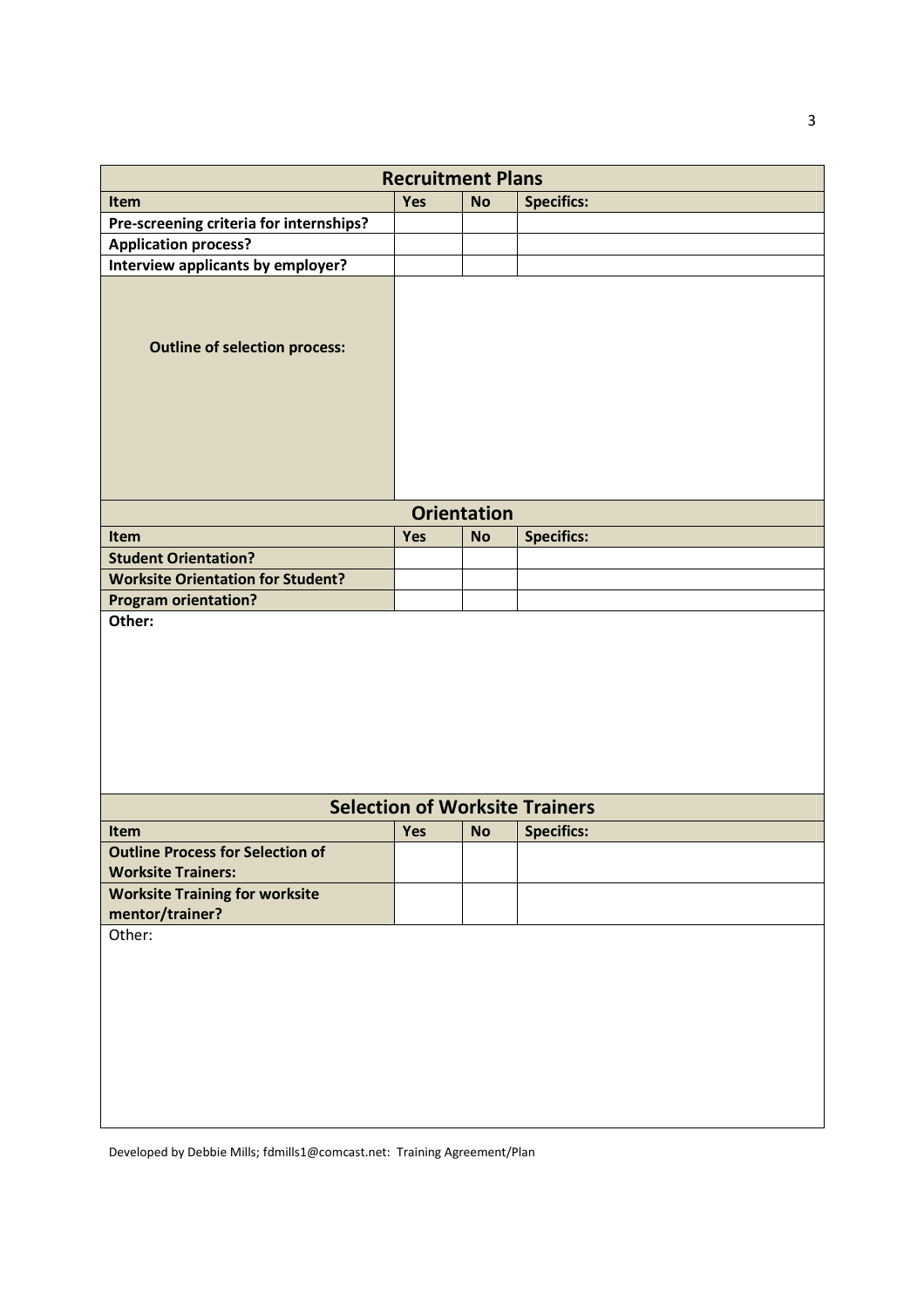## Recruitment Plans

| Item | Yes | No | Specifics: |
|---|---|---|---|
| **Pre-screening criteria for internships?** | | | |
| **Application process?** | | | |
| **Interview applicants by employer?** | | | |
| **Outline of selection process:** | | | |

## Orientation

| Item | Yes | No | Specifics: |
|---|---|---|---|
| **Student Orientation?** | | | |
| **Worksite Orientation for Student?** | | | |
| **Program orientation?** | | | |

**Other:**

## Selection of Worksite Trainers

| Item | Yes | No | Specifics: |
|---|---|---|---|
| **Outline Process for Selection of Worksite Trainers:** | | | |
| **Worksite Training for worksite mentor/trainer?** | | | |

Other:

Developed by Debbie Mills; fdmills1@comcast.net: Training Agreement/Plan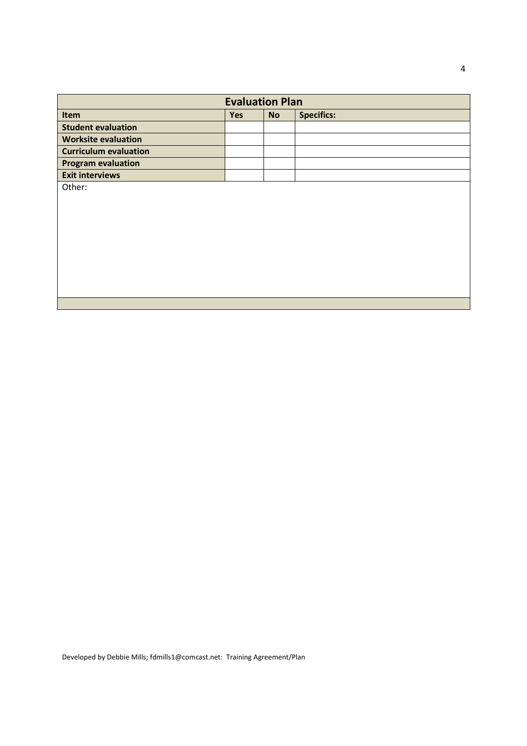| Evaluation Plan | | | |
|---|---|---|---|
| **Item** | **Yes** | **No** | **Specifics:** |
| **Student evaluation** | | | |
| **Worksite evaluation** | | | |
| **Curriculum evaluation** | | | |
| **Program evaluation** | | | |
| **Exit interviews** | | | |
| Other: | | | |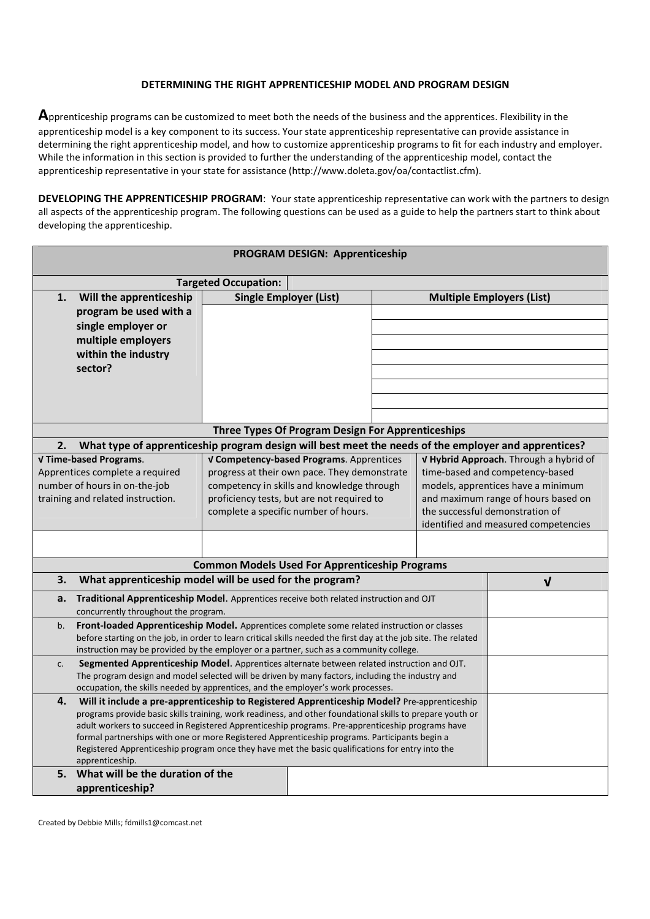## DETERMINING THE RIGHT APPRENTICESHIP MODEL AND PROGRAM DESIGN

**A**pprenticeship programs can be customized to meet both the needs of the business and the apprentices. Flexibility in the apprenticeship model is a key component to its success. Your state apprenticeship representative can provide assistance in determining the right apprenticeship model, and how to customize apprenticeship programs to fit for each industry and employer. While the information in this section is provided to further the understanding of the apprenticeship model, contact the apprenticeship representative in your state for assistance (http://www.doleta.gov/oa/contactlist.cfm).

**DEVELOPING THE APPRENTICESHIP PROGRAM**: Your state apprenticeship representative can work with the partners to design all aspects of the apprenticeship program. The following questions can be used as a guide to help the partners start to think about developing the apprenticeship.

| **PROGRAM DESIGN: Apprenticeship** | | |
|---|---|---|
| **Targeted Occupation:** | | |
| **1. Will the apprenticeship program be used with a single employer or multiple employers within the industry sector?** | **Single Employer (List)** | **Multiple Employers (List)** |
| | | |
| | | |
| | | |
| | | |
| | | |
| | | |
| | | |
| **Three Types Of Program Design For Apprenticeships** | | |
| **2. What type of apprenticeship program design will best meet the needs of the employer and apprentices?** | | |
| **√ Time-based Programs**. Apprentices complete a required number of hours in on-the-job training and related instruction. | **√ Competency-based Programs**. Apprentices progress at their own pace. They demonstrate competency in skills and knowledge through proficiency tests, but are not required to complete a specific number of hours. | **√ Hybrid Approach**. Through a hybrid of time-based and competency-based models, apprentices have a minimum and maximum range of hours based on the successful demonstration of identified and measured competencies |
| | | |

| **Common Models Used For Apprenticeship Programs** | |
|---|---|
| **3. What apprenticeship model will be used for the program?** | **√** |
| **a. Traditional Apprenticeship Model.** Apprentices receive both related instruction and OJT concurrently throughout the program. | |
| b. **Front-loaded Apprenticeship Model.** Apprentices complete some related instruction or classes before starting on the job, in order to learn critical skills needed the first day at the job site. The related instruction may be provided by the employer or a partner, such as a community college. | |
| c. **Segmented Apprenticeship Model.** Apprentices alternate between related instruction and OJT. The program design and model selected will be driven by many factors, including the industry and occupation, the skills needed by apprentices, and the employer's work processes. | |
| **4. Will it include a pre-apprenticeship to Registered Apprenticeship Model?** Pre-apprenticeship programs provide basic skills training, work readiness, and other foundational skills to prepare youth or adult workers to succeed in Registered Apprenticeship programs. Pre-apprenticeship programs have formal partnerships with one or more Registered Apprenticeship programs. Participants begin a Registered Apprenticeship program once they have met the basic qualifications for entry into the apprenticeship. | |
| **5. What will be the duration of the apprenticeship?** | |

Created by Debbie Mills; fdmills1@comcast.net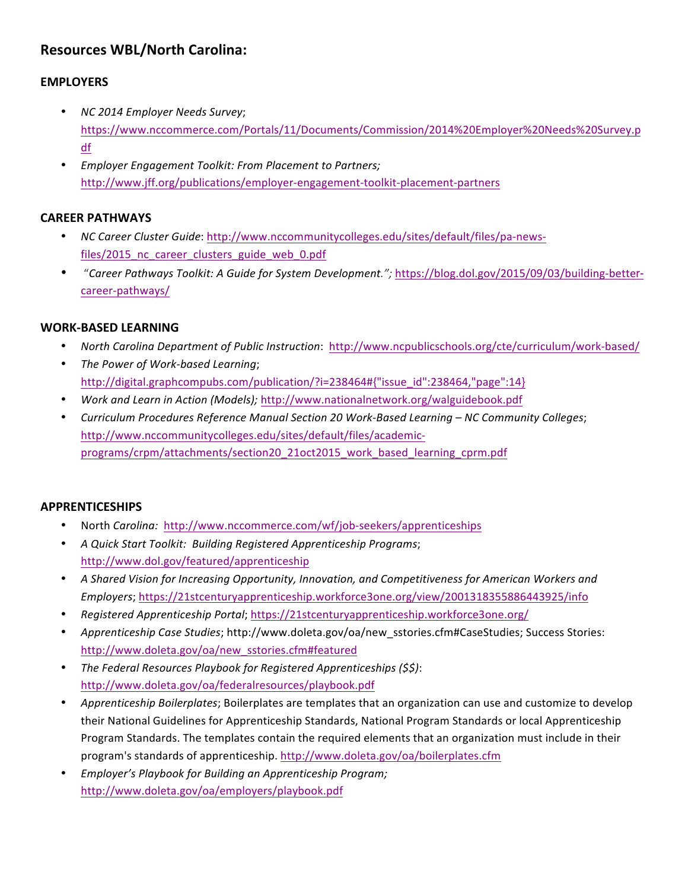## Resources WBL/North Carolina:

### EMPLOYERS

- *NC 2014 Employer Needs Survey*; https://www.nccommerce.com/Portals/11/Documents/Commission/2014%20Employer%20Needs%20Survey.pdf
- *Employer Engagement Toolkit: From Placement to Partners;* http://www.jff.org/publications/employer-engagement-toolkit-placement-partners

### CAREER PATHWAYS

- *NC Career Cluster Guide*: http://www.nccommunitycolleges.edu/sites/default/files/pa-news-files/2015_nc_career_clusters_guide_web_0.pdf
- *"Career Pathways Toolkit: A Guide for System Development.";* https://blog.dol.gov/2015/09/03/building-better-career-pathways/

### WORK-BASED LEARNING

- *North Carolina Department of Public Instruction*: http://www.ncpublicschools.org/cte/curriculum/work-based/
- *The Power of Work-based Learning*; http://digital.graphcompubs.com/publication/?i=238464#{"issue_id":238464,"page":14}
- *Work and Learn in Action (Models);* http://www.nationalnetwork.org/walguidebook.pdf
- *Curriculum Procedures Reference Manual Section 20 Work-Based Learning – NC Community Colleges*; http://www.nccommunitycolleges.edu/sites/default/files/academic-programs/crpm/attachments/section20_21oct2015_work_based_learning_cprm.pdf

### APPRENTICESHIPS

- North *Carolina:* http://www.nccommerce.com/wf/job-seekers/apprenticeships
- *A Quick Start Toolkit: Building Registered Apprenticeship Programs*; http://www.dol.gov/featured/apprenticeship
- *A Shared Vision for Increasing Opportunity, Innovation, and Competitiveness for American Workers and Employers*; https://21stcenturyapprenticeship.workforce3one.org/view/2001318355886443925/info
- *Registered Apprenticeship Portal*; https://21stcenturyapprenticeship.workforce3one.org/
- *Apprenticeship Case Studies*; http://www.doleta.gov/oa/new_sstories.cfm#CaseStudies; Success Stories: http://www.doleta.gov/oa/new_sstories.cfm#featured
- *The Federal Resources Playbook for Registered Apprenticeships ($$)*: http://www.doleta.gov/oa/federalresources/playbook.pdf
- *Apprenticeship Boilerplates*; Boilerplates are templates that an organization can use and customize to develop their National Guidelines for Apprenticeship Standards, National Program Standards or local Apprenticeship Program Standards. The templates contain the required elements that an organization must include in their program's standards of apprenticeship. http://www.doleta.gov/oa/boilerplates.cfm
- *Employer's Playbook for Building an Apprenticeship Program;* http://www.doleta.gov/oa/employers/playbook.pdf